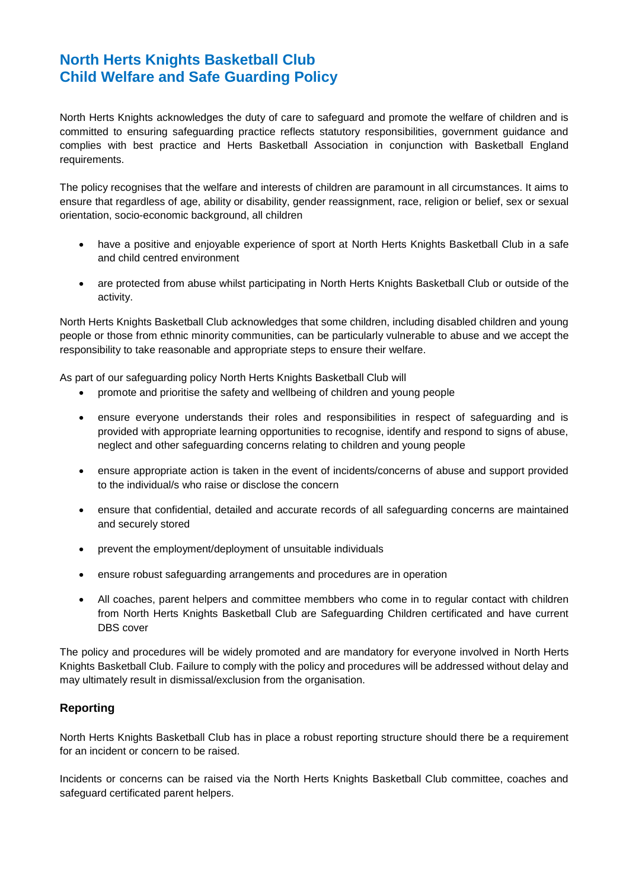# North Herts Knights Basketball Club
# Child Welfare and Safe Guarding Policy

North Herts Knights acknowledges the duty of care to safeguard and promote the welfare of children and is committed to ensuring safeguarding practice reflects statutory responsibilities, government guidance and complies with best practice and Herts Basketball Association in conjunction with Basketball England requirements.

The policy recognises that the welfare and interests of children are paramount in all circumstances. It aims to ensure that regardless of age, ability or disability, gender reassignment, race, religion or belief, sex or sexual orientation, socio-economic background, all children

- have a positive and enjoyable experience of sport at North Herts Knights Basketball Club in a safe and child centred environment
- are protected from abuse whilst participating in North Herts Knights Basketball Club or outside of the activity.

North Herts Knights Basketball Club acknowledges that some children, including disabled children and young people or those from ethnic minority communities, can be particularly vulnerable to abuse and we accept the responsibility to take reasonable and appropriate steps to ensure their welfare.

As part of our safeguarding policy North Herts Knights Basketball Club will

- promote and prioritise the safety and wellbeing of children and young people
- ensure everyone understands their roles and responsibilities in respect of safeguarding and is provided with appropriate learning opportunities to recognise, identify and respond to signs of abuse, neglect and other safeguarding concerns relating to children and young people
- ensure appropriate action is taken in the event of incidents/concerns of abuse and support provided to the individual/s who raise or disclose the concern
- ensure that confidential, detailed and accurate records of all safeguarding concerns are maintained and securely stored
- prevent the employment/deployment of unsuitable individuals
- ensure robust safeguarding arrangements and procedures are in operation
- All coaches, parent helpers and committee membbers who come in to regular contact with children from North Herts Knights Basketball Club are Safeguarding Children certificated and have current DBS cover

The policy and procedures will be widely promoted and are mandatory for everyone involved in North Herts Knights Basketball Club. Failure to comply with the policy and procedures will be addressed without delay and may ultimately result in dismissal/exclusion from the organisation.

## Reporting

North Herts Knights Basketball Club has in place a robust reporting structure should there be a requirement for an incident or concern to be raised.

Incidents or concerns can be raised via the North Herts Knights Basketball Club committee, coaches and safeguard certificated parent helpers.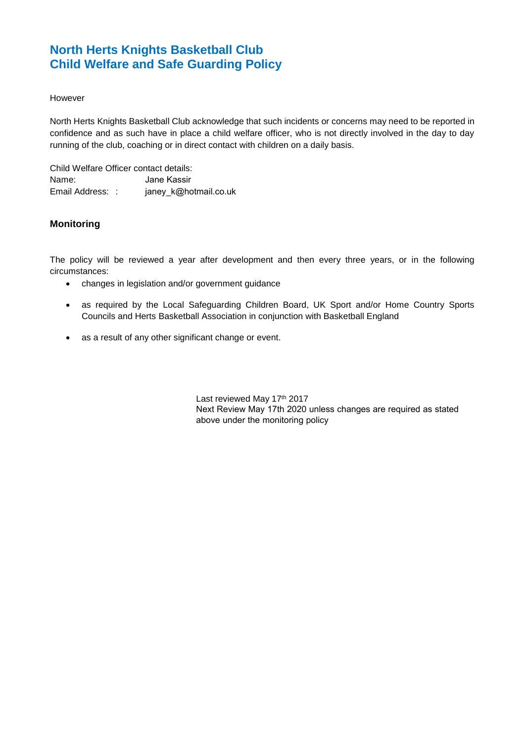# North Herts Knights Basketball Club
# Child Welfare and Safe Guarding Policy

However

North Herts Knights Basketball Club acknowledge that such incidents or concerns may need to be reported in confidence and as such have in place a child welfare officer, who is not directly involved in the day to day running of the club, coaching or in direct contact with children on a daily basis.

Child Welfare Officer contact details:
Name: Jane Kassir
Email Address: : janey_k@hotmail.co.uk

## Monitoring

The policy will be reviewed a year after development and then every three years, or in the following circumstances:

- changes in legislation and/or government guidance
- as required by the Local Safeguarding Children Board, UK Sport and/or Home Country Sports Councils and Herts Basketball Association in conjunction with Basketball England
- as a result of any other significant change or event.

Last reviewed May 17th 2017
Next Review May 17th 2020 unless changes are required as stated above under the monitoring policy